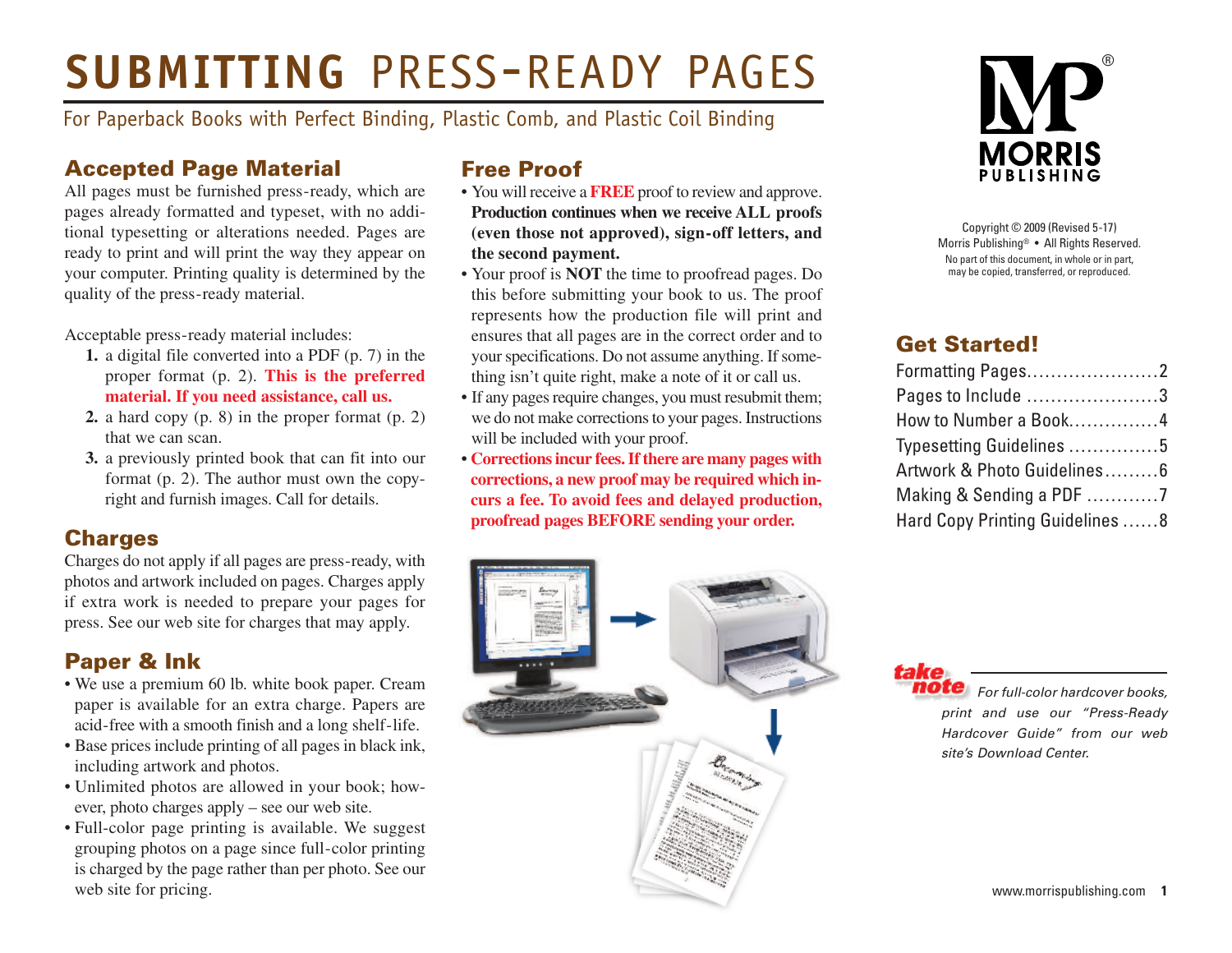# SUBMITTING PRESS-READY PAGES

For Paperback Books with Perfect Binding, Plastic Comb, and Plastic Coil Binding

## Accepted Page Material

All pages must be furnished press-ready, which are pages already formatted and typeset, with no additional typesetting or alterations needed. Pages are ready to print and will print the way they appear on your computer. Printing quality is determined by the quality of the press-ready material.

Acceptable press-ready material includes:

1. a digital file converted into a PDF (p. 7) in the proper format (p. 2). **This is the preferred material. If you need assistance, call us.**
2. a hard copy (p. 8) in the proper format (p. 2) that we can scan.
3. a previously printed book that can fit into our format (p. 2). The author must own the copyright and furnish images. Call for details.

## Charges

Charges do not apply if all pages are press-ready, with photos and artwork included on pages. Charges apply if extra work is needed to prepare your pages for press. See our web site for charges that may apply.

## Paper & Ink

- We use a premium 60 lb. white book paper. Cream paper is available for an extra charge. Papers are acid-free with a smooth finish and a long shelf-life.
- Base prices include printing of all pages in black ink, including artwork and photos.
- Unlimited photos are allowed in your book; however, photo charges apply – see our web site.
- Full-color page printing is available. We suggest grouping photos on a page since full-color printing is charged by the page rather than per photo. See our web site for pricing.

## Free Proof

- You will receive a **FREE** proof to review and approve. **Production continues when we receive ALL proofs (even those not approved), sign-off letters, and the second payment.**
- Your proof is **NOT** the time to proofread pages. Do this before submitting your book to us. The proof represents how the production file will print and ensures that all pages are in the correct order and to your specifications. Do not assume anything. If something isn't quite right, make a note of it or call us.
- If any pages require changes, you must resubmit them; we do not make corrections to your pages. Instructions will be included with your proof.
- **Corrections incur fees. If there are many pages with corrections, a new proof may be required which incurs a fee. To avoid fees and delayed production, proofread pages BEFORE sending your order.**

MORRIS PUBLISHING®

Copyright © 2009 (Revised 5-17)
Morris Publishing® • All Rights Reserved.
No part of this document, in whole or in part, may be copied, transferred, or reproduced.

## Get Started!

| | |
|---|---|
| Formatting Pages | 2 |
| Pages to Include | 3 |
| How to Number a Book | 4 |
| Typesetting Guidelines | 5 |
| Artwork & Photo Guidelines | 6 |
| Making & Sending a PDF | 7 |
| Hard Copy Printing Guidelines | 8 |

**take note** *For full-color hardcover books, print and use our "Press-Ready Hardcover Guide" from our web site's Download Center.*

www.morrispublishing.com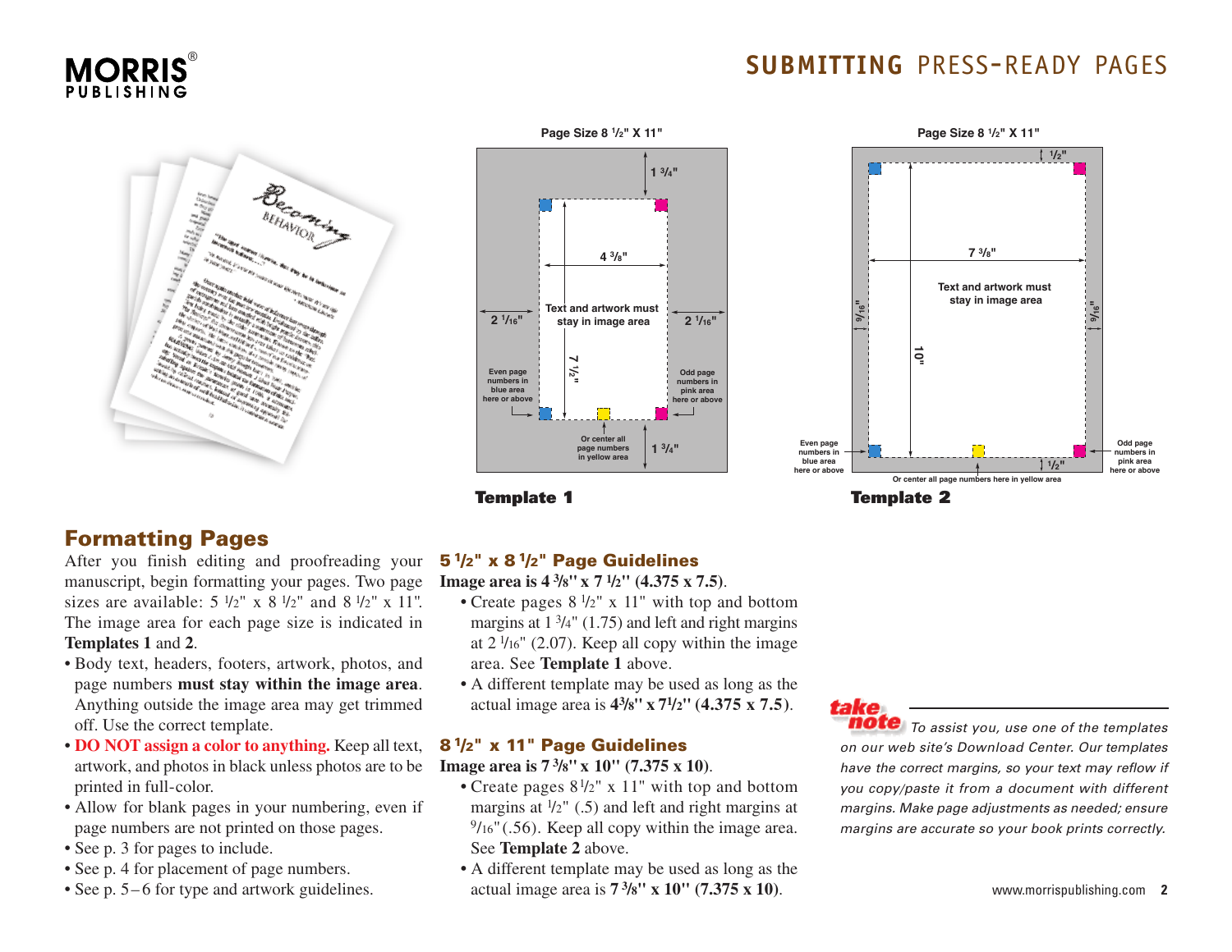# SUBMITTING PRESS-READY PAGES

**Page Size 8 1/2" X 11"**

1 3/4"

4 3/8"

Text and artwork must stay in image area

2 1/16"

2 1/16"

7 1/2"

Even page numbers in blue area here or above

Odd page numbers in pink area here or above

Or center all page numbers in yellow area

1 3/4"

**Template 1**

**Page Size 8 1/2" X 11"**

1/2"

7 3/8"

Text and artwork must stay in image area

9/16"

10"

9/16"

Even page numbers in blue area here or above

1/2"

Odd page numbers in pink area here or above

Or center all page numbers here in yellow area

**Template 2**

## Formatting Pages

After you finish editing and proofreading your manuscript, begin formatting your pages. Two page sizes are available: 5 1/2" x 8 1/2" and 8 1/2" x 11". The image area for each page size is indicated in **Templates 1** and **2**.

- Body text, headers, footers, artwork, photos, and page numbers **must stay within the image area**. Anything outside the image area may get trimmed off. Use the correct template.
- **DO NOT assign a color to anything.** Keep all text, artwork, and photos in black unless photos are to be printed in full-color.
- Allow for blank pages in your numbering, even if page numbers are not printed on those pages.
- See p. 3 for pages to include.
- See p. 4 for placement of page numbers.
- See p. 5 – 6 for type and artwork guidelines.

### 5 1/2" x 8 1/2" Page Guidelines

**Image area is 4 3/8" x 7 1/2" (4.375 x 7.5)**.

- Create pages 8 1/2" x 11" with top and bottom margins at 1 3/4" (1.75) and left and right margins at 2 1/16" (2.07). Keep all copy within the image area. See **Template 1** above.
- A different template may be used as long as the actual image area is **4 3/8" x 7 1/2" (4.375 x 7.5)**.

### 8 1/2" x 11" Page Guidelines

**Image area is 7 3/8" x 10" (7.375 x 10)**.

- Create pages 8 1/2" x 11" with top and bottom margins at 1/2" (.5) and left and right margins at 9/16" (.56). Keep all copy within the image area. See **Template 2** above.
- A different template may be used as long as the actual image area is **7 3/8" x 10" (7.375 x 10)**.

**take note** *To assist you, use one of the templates on our web site's Download Center. Our templates have the correct margins, so your text may reflow if you copy/paste it from a document with different margins. Make page adjustments as needed; ensure margins are accurate so your book prints correctly.*

www.morrispublishing.com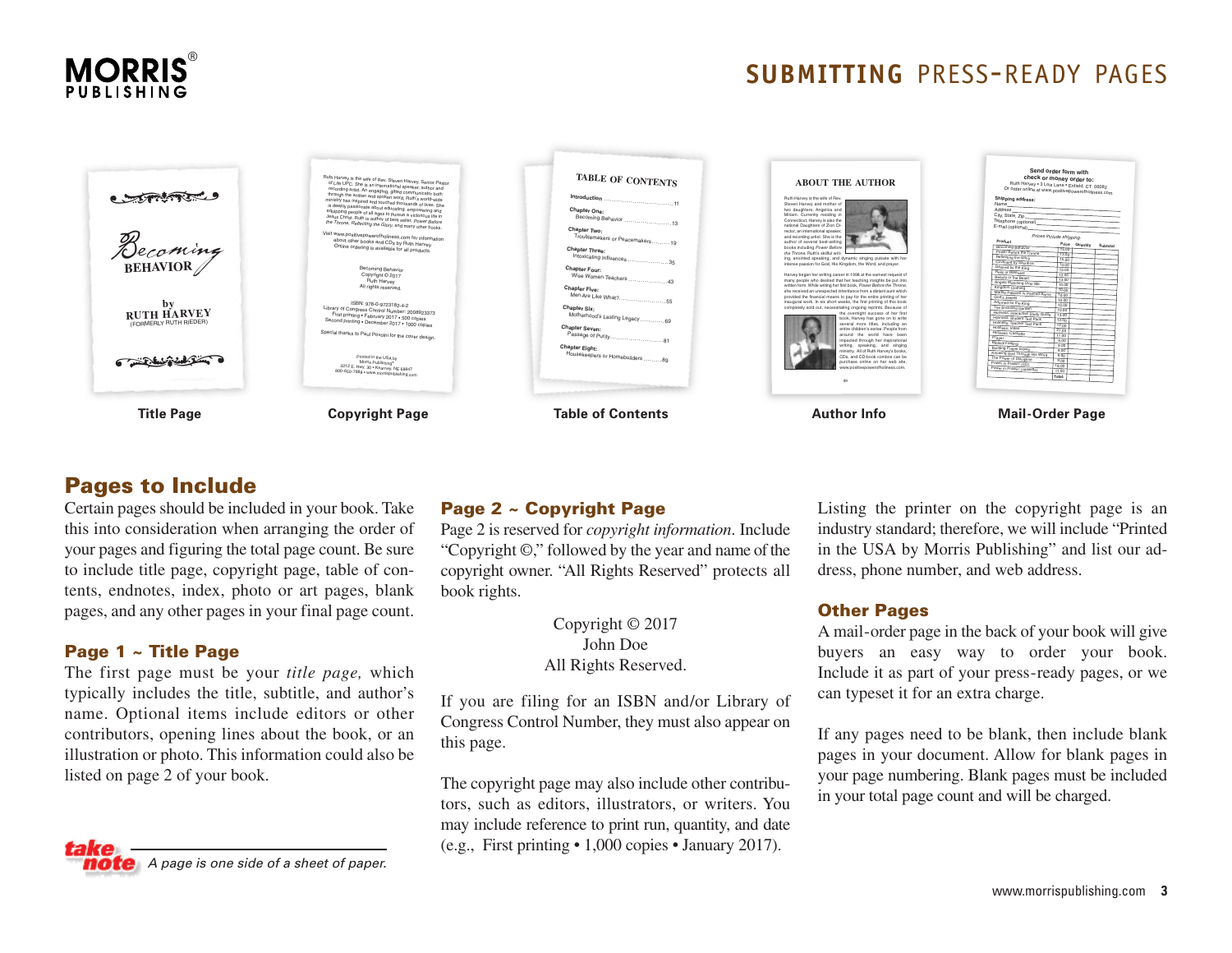# SUBMITTING PRESS-READY PAGES

Title Page

Copyright Page

Table of Contents

Author Info

Mail-Order Page

## Pages to Include

Certain pages should be included in your book. Take this into consideration when arranging the order of your pages and figuring the total page count. Be sure to include title page, copyright page, table of contents, endnotes, index, photo or art pages, blank pages, and any other pages in your final page count.

### Page 1 ~ Title Page

The first page must be your *title page,* which typically includes the title, subtitle, and author's name. Optional items include editors or other contributors, opening lines about the book, or an illustration or photo. This information could also be listed on page 2 of your book.

**take note** *A page is one side of a sheet of paper.*

### Page 2 ~ Copyright Page

Page 2 is reserved for *copyright information*. Include "Copyright ©," followed by the year and name of the copyright owner. "All Rights Reserved" protects all book rights.

Copyright © 2017
John Doe
All Rights Reserved.

If you are filing for an ISBN and/or Library of Congress Control Number, they must also appear on this page.

The copyright page may also include other contributors, such as editors, illustrators, or writers. You may include reference to print run, quantity, and date (e.g., First printing • 1,000 copies • January 2017).

Listing the printer on the copyright page is an industry standard; therefore, we will include "Printed in the USA by Morris Publishing" and list our address, phone number, and web address.

### Other Pages

A mail-order page in the back of your book will give buyers an easy way to order your book. Include it as part of your press-ready pages, or we can typeset it for an extra charge.

If any pages need to be blank, then include blank pages in your document. Allow for blank pages in your page numbering. Blank pages must be included in your total page count and will be charged.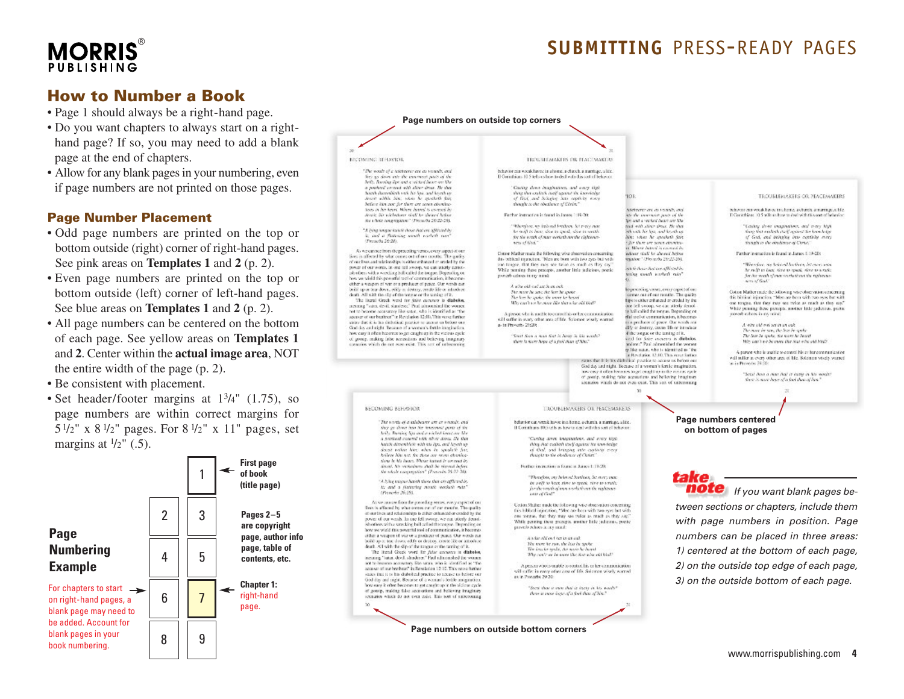# SUBMITTING PRESS-READY PAGES

## How to Number a Book

- Page 1 should always be a right-hand page.
- Do you want chapters to always start on a right-hand page? If so, you may need to add a blank page at the end of chapters.
- Allow for any blank pages in your numbering, even if page numbers are not printed on those pages.

### Page Number Placement

- Odd page numbers are printed on the top or bottom outside (right) corner of right-hand pages. See pink areas on **Templates 1** and **2** (p. 2).
- Even page numbers are printed on the top or bottom outside (left) corner of left-hand pages. See blue areas on **Templates 1** and **2** (p. 2).
- All page numbers can be centered on the bottom of each page. See yellow areas on **Templates 1** and **2**. Center within the **actual image area**, NOT the entire width of the page (p. 2).
- Be consistent with placement.
- Set header/footer margins at 1³/₄" (1.75), so page numbers are within correct margins for 5 ¹/₂" x 8 ¹/₂" pages. For 8 ¹/₂" x 11" pages, set margins at ¹/₂" (.5).

**Page Numbering Example**

For chapters to start on right-hand pages, a blank page may need to be added. Account for blank pages in your book numbering.

| | |
|---|---|
| | 1 — **First page of book (title page)** |
| 2 | 3 |
| 4 | 5 |
| 6 | 7 — **Chapter 1:** right-hand page. |
| 8 | 9 |

**Pages 2–5** are copyright page, author info page, table of contents, etc.

**Page numbers on outside top corners**

**Page numbers centered on bottom of pages**

**Page numbers on outside bottom corners**

**take note** *If you want blank pages between sections or chapters, include them with page numbers in position. Page numbers can be placed in three areas: 1) centered at the bottom of each page, 2) on the outside top edge of each page, 3) on the outside bottom of each page.*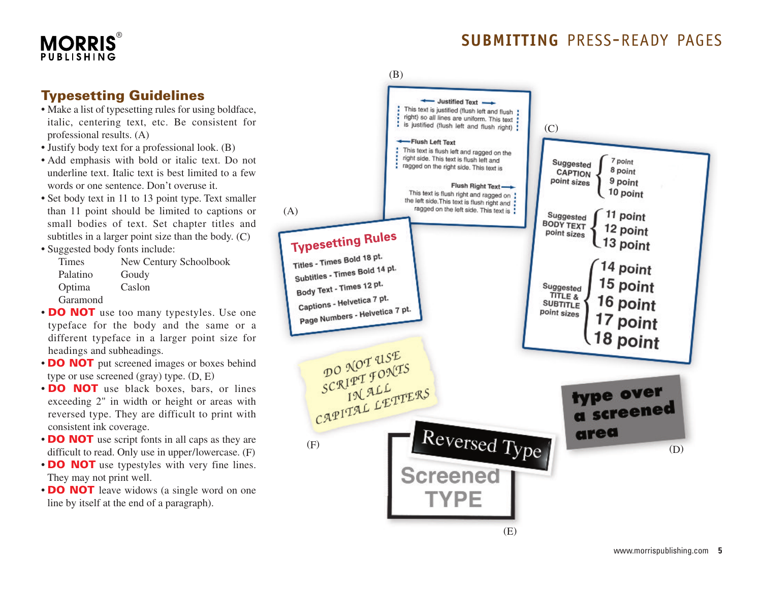# SUBMITTING PRESS-READY PAGES

## Typesetting Guidelines

- Make a list of typesetting rules for using boldface, italic, centering text, etc. Be consistent for professional results. (A)
- Justify body text for a professional look. (B)
- Add emphasis with bold or italic text. Do not underline text. Italic text is best limited to a few words or one sentence. Don't overuse it.
- Set body text in 11 to 13 point type. Text smaller than 11 point should be limited to captions or small bodies of text. Set chapter titles and subtitles in a larger point size than the body. (C)
- Suggested body fonts include:

| | |
|---|---|
| Times | New Century Schoolbook |
| Palatino | Goudy |
| Optima | Caslon |
| Garamond | |

- **DO NOT** use too many typestyles. Use one typeface for the body and the same or a different typeface in a larger point size for headings and subheadings.
- **DO NOT** put screened images or boxes behind type or use screened (gray) type. (D, E)
- **DO NOT** use black boxes, bars, or lines exceeding 2" in width or height or areas with reversed type. They are difficult to print with consistent ink coverage.
- **DO NOT** use script fonts in all caps as they are difficult to read. Only use in upper/lowercase. (F)
- **DO NOT** use typestyles with very fine lines. They may not print well.
- **DO NOT** leave widows (a single word on one line by itself at the end of a paragraph).

(B)

**Justified Text**

This text is justified (flush left and flush right) so all lines are uniform. This text is justified (flush left and flush right)

**Flush Left Text**

This text is flush left and ragged on the right side. This text is flush left and ragged on the right side. This text is

**Flush Right Text**

This text is flush right and ragged on the left side. This text is flush right and ragged on the left side. This text is

(C)

| | |
|---|---|
| Suggested CAPTION point sizes | 7 point, 8 point, 9 point, 10 point |
| Suggested BODY TEXT point sizes | 11 point, 12 point, 13 point |
| Suggested TITLE & SUBTITLE point sizes | 14 point, 15 point, 16 point, 17 point, 18 point |

(A)

**Typesetting Rules**

Titles - Times Bold 18 pt.
Subtitles - Times Bold 14 pt.
Body Text - Times 12 pt.
Captions - Helvetica 7 pt.
Page Numbers - Helvetica 7 pt.

(F)

DO NOT USE SCRIPT FONTS IN ALL CAPITAL LETTERS

(D)

type over a screened area

(E)

Reversed Type

Screened TYPE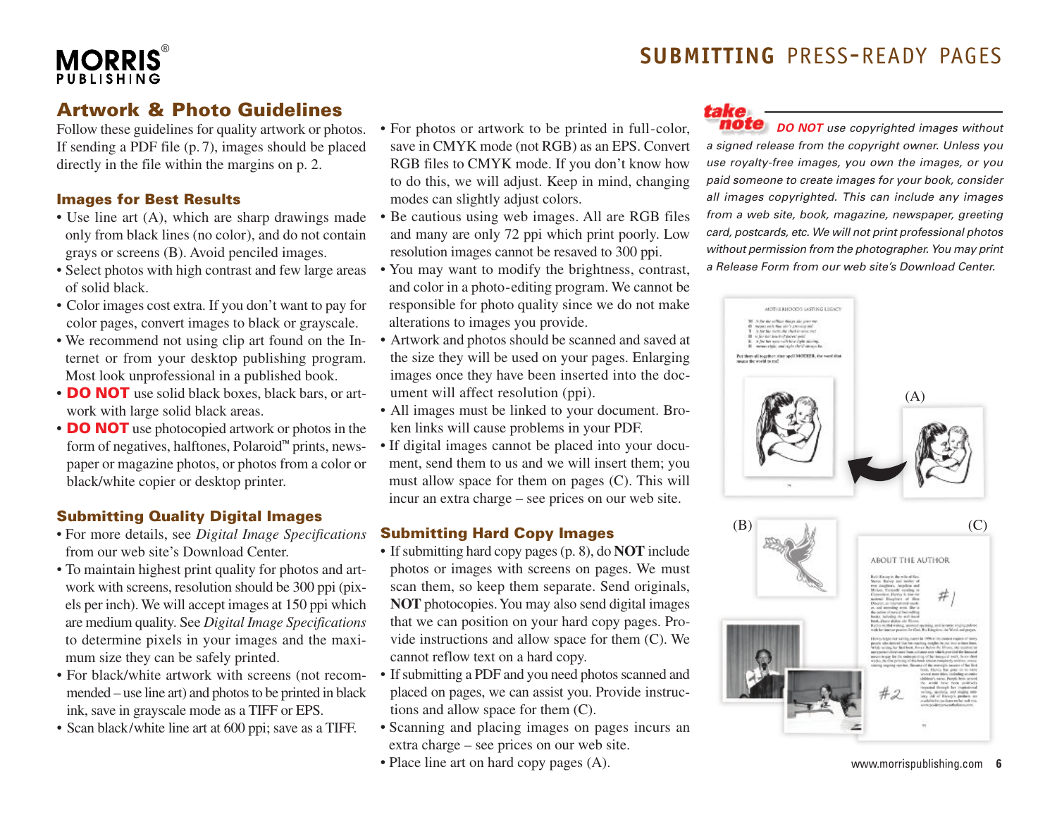## Artwork & Photo Guidelines

Follow these guidelines for quality artwork or photos. If sending a PDF file (p. 7), images should be placed directly in the file within the margins on p. 2.

### Images for Best Results

- Use line art (A), which are sharp drawings made only from black lines (no color), and do not contain grays or screens (B). Avoid penciled images.
- Select photos with high contrast and few large areas of solid black.
- Color images cost extra. If you don't want to pay for color pages, convert images to black or grayscale.
- We recommend not using clip art found on the Internet or from your desktop publishing program. Most look unprofessional in a published book.
- **DO NOT** use solid black boxes, black bars, or artwork with large solid black areas.
- **DO NOT** use photocopied artwork or photos in the form of negatives, halftones, Polaroid™ prints, newspaper or magazine photos, or photos from a color or black/white copier or desktop printer.

### Submitting Quality Digital Images

- For more details, see *Digital Image Specifications* from our web site's Download Center.
- To maintain highest print quality for photos and artwork with screens, resolution should be 300 ppi (pixels per inch). We will accept images at 150 ppi which are medium quality. See *Digital Image Specifications* to determine pixels in your images and the maximum size they can be safely printed.
- For black/white artwork with screens (not recommended – use line art) and photos to be printed in black ink, save in grayscale mode as a TIFF or EPS.
- Scan black/white line art at 600 ppi; save as a TIFF.
- For photos or artwork to be printed in full-color, save in CMYK mode (not RGB) as an EPS. Convert RGB files to CMYK mode. If you don't know how to do this, we will adjust. Keep in mind, changing modes can slightly adjust colors.
- Be cautious using web images. All are RGB files and many are only 72 ppi which print poorly. Low resolution images cannot be resaved to 300 ppi.
- You may want to modify the brightness, contrast, and color in a photo-editing program. We cannot be responsible for photo quality since we do not make alterations to images you provide.
- Artwork and photos should be scanned and saved at the size they will be used on your pages. Enlarging images once they have been inserted into the document will affect resolution (ppi).
- All images must be linked to your document. Broken links will cause problems in your PDF.
- If digital images cannot be placed into your document, send them to us and we will insert them; you must allow space for them on pages (C). This will incur an extra charge – see prices on our web site.

### Submitting Hard Copy Images

- If submitting hard copy pages (p. 8), do **NOT** include photos or images with screens on pages. We must scan them, so keep them separate. Send originals, **NOT** photocopies. You may also send digital images that we can position on your hard copy pages. Provide instructions and allow space for them (C). We cannot reflow text on a hard copy.
- If submitting a PDF and you need photos scanned and placed on pages, we can assist you. Provide instructions and allow space for them (C).
- Scanning and placing images on pages incurs an extra charge – see prices on our web site.
- Place line art on hard copy pages (A).

**take note** *DO NOT use copyrighted images without a signed release from the copyright owner. Unless you use royalty-free images, you own the images, or you paid someone to create images for your book, consider all images copyrighted. This can include any images from a web site, book, magazine, newspaper, greeting card, postcards, etc. We will not print professional photos without permission from the photographer. You may print a Release Form from our web site's Download Center.*

(A)

(B)

(C)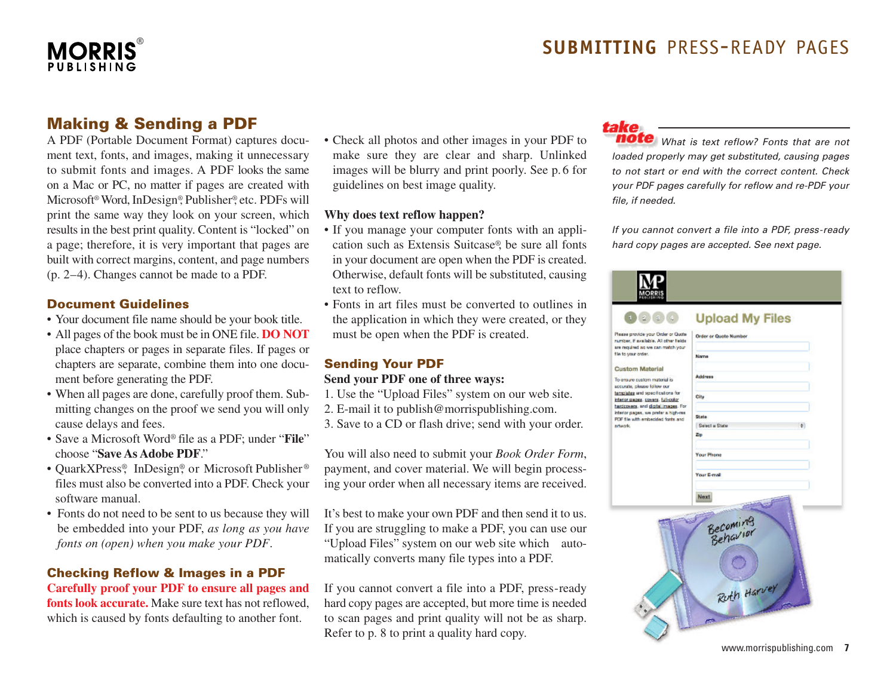## Making & Sending a PDF

A PDF (Portable Document Format) captures document text, fonts, and images, making it unnecessary to submit fonts and images. A PDF looks the same on a Mac or PC, no matter if pages are created with Microsoft® Word, InDesign®, Publisher®, etc. PDFs will print the same way they look on your screen, which results in the best print quality. Content is "locked" on a page; therefore, it is very important that pages are built with correct margins, content, and page numbers (p. 2–4). Changes cannot be made to a PDF.

### Document Guidelines

- Your document file name should be your book title.
- All pages of the book must be in ONE file. **DO NOT** place chapters or pages in separate files. If pages or chapters are separate, combine them into one document before generating the PDF.
- When all pages are done, carefully proof them. Submitting changes on the proof we send you will only cause delays and fees.
- Save a Microsoft Word® file as a PDF; under "**File**" choose "**Save As Adobe PDF**."
- QuarkXPress®, InDesign®, or Microsoft Publisher® files must also be converted into a PDF. Check your software manual.
- Fonts do not need to be sent to us because they will be embedded into your PDF, *as long as you have fonts on (open) when you make your PDF*.

### Checking Reflow & Images in a PDF

**Carefully proof your PDF to ensure all pages and fonts look accurate.** Make sure text has not reflowed, which is caused by fonts defaulting to another font.

- Check all photos and other images in your PDF to make sure they are clear and sharp. Unlinked images will be blurry and print poorly. See p. 6 for guidelines on best image quality.

**Why does text reflow happen?**

- If you manage your computer fonts with an application such as Extensis Suitcase®, be sure all fonts in your document are open when the PDF is created. Otherwise, default fonts will be substituted, causing text to reflow.
- Fonts in art files must be converted to outlines in the application in which they were created, or they must be open when the PDF is created.

### Sending Your PDF

**Send your PDF one of three ways:**

1. Use the "Upload Files" system on our web site.
2. E-mail it to publish@morrispublishing.com.
3. Save to a CD or flash drive; send with your order.

You will also need to submit your *Book Order Form*, payment, and cover material. We will begin processing your order when all necessary items are received.

It's best to make your own PDF and then send it to us. If you are struggling to make a PDF, you can use our "Upload Files" system on our web site which automatically converts many file types into a PDF.

If you cannot convert a file into a PDF, press-ready hard copy pages are accepted, but more time is needed to scan pages and print quality will not be as sharp. Refer to p. 8 to print a quality hard copy.

**take note** *What is text reflow? Fonts that are not loaded properly may get substituted, causing pages to not start or end with the correct content. Check your PDF pages carefully for reflow and re-PDF your file, if needed.*

*If you cannot convert a file into a PDF, press-ready hard copy pages are accepted. See next page.*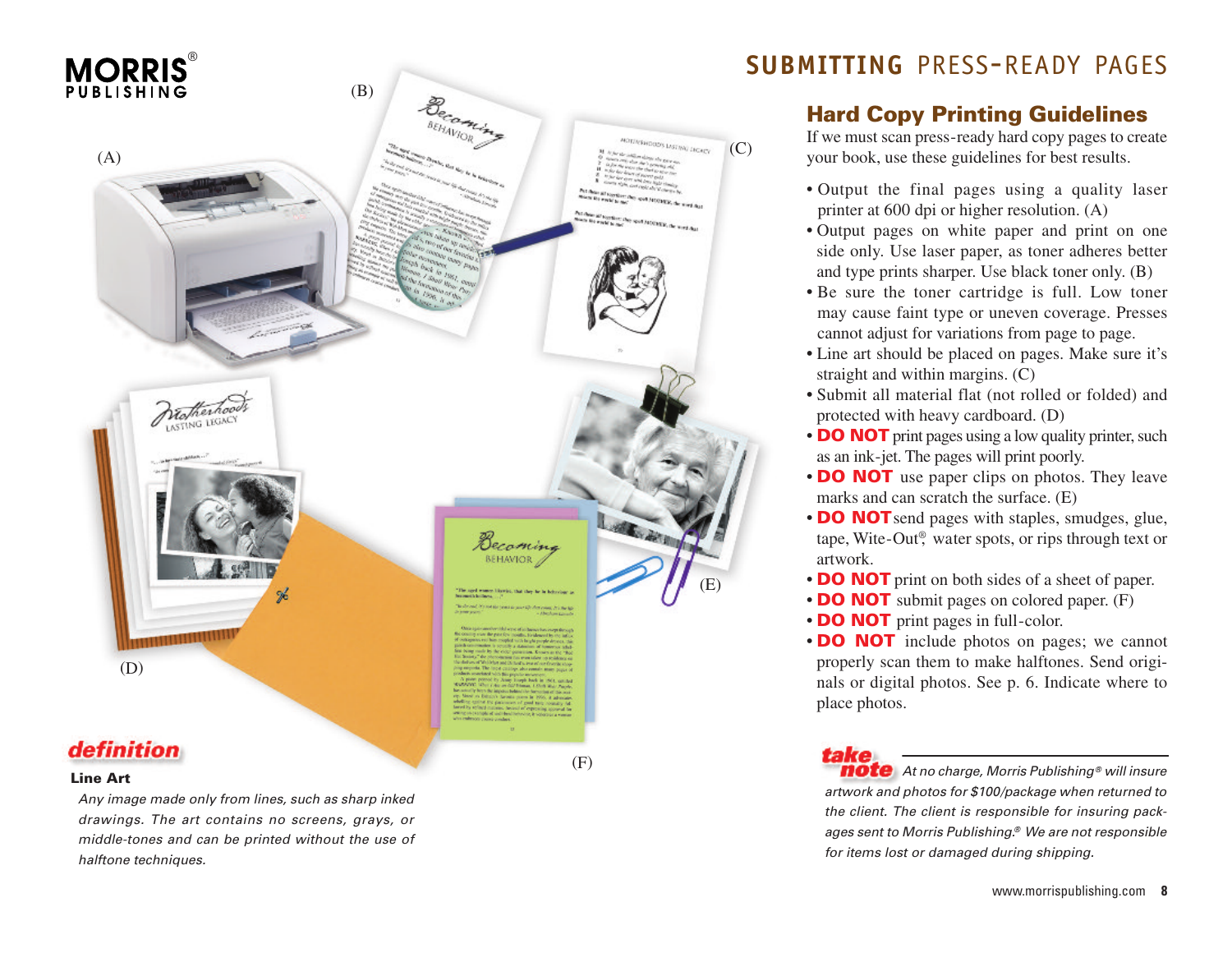# SUBMITTING PRESS-READY PAGES

## Hard Copy Printing Guidelines

If we must scan press-ready hard copy pages to create your book, use these guidelines for best results.

- Output the final pages using a quality laser printer at 600 dpi or higher resolution. (A)
- Output pages on white paper and print on one side only. Use laser paper, as toner adheres better and type prints sharper. Use black toner only. (B)
- Be sure the toner cartridge is full. Low toner may cause faint type or uneven coverage. Presses cannot adjust for variations from page to page.
- Line art should be placed on pages. Make sure it's straight and within margins. (C)
- Submit all material flat (not rolled or folded) and protected with heavy cardboard. (D)
- **DO NOT** print pages using a low quality printer, such as an ink-jet. The pages will print poorly.
- **DO NOT** use paper clips on photos. They leave marks and can scratch the surface. (E)
- **DO NOT** send pages with staples, smudges, glue, tape, Wite-Out®, water spots, or rips through text or artwork.
- **DO NOT** print on both sides of a sheet of paper.
- **DO NOT** submit pages on colored paper. (F)
- **DO NOT** print pages in full-color.
- **DO NOT** include photos on pages; we cannot properly scan them to make halftones. Send originals or digital photos. See p. 6. Indicate where to place photos.

**take note** *At no charge, Morris Publishing® will insure artwork and photos for $100/package when returned to the client. The client is responsible for insuring packages sent to Morris Publishing.® We are not responsible for items lost or damaged during shipping.*

**definition**

**Line Art**

*Any image made only from lines, such as sharp inked drawings. The art contains no screens, grays, or middle-tones and can be printed without the use of halftone techniques.*